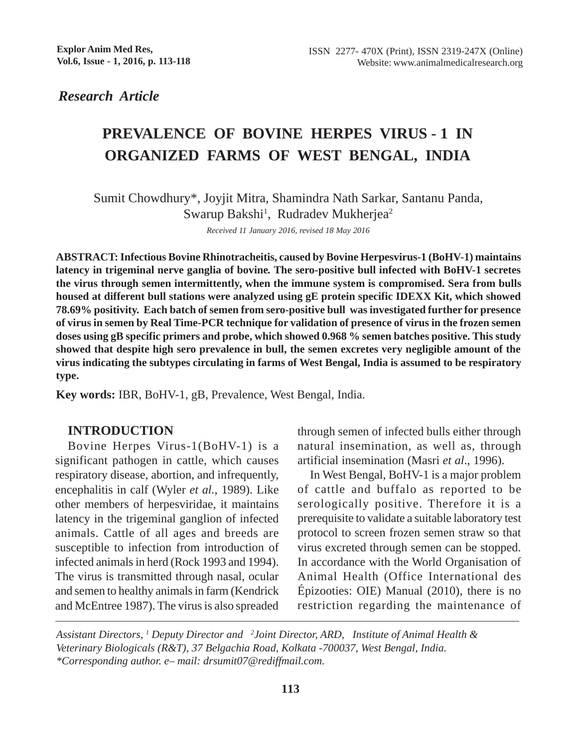*Research Article*

# PREVALENCE OF BOVINE HERPES VIRUS - 1 IN ORGANIZED FARMS OF WEST BENGAL, INDIA

Sumit Chowdhury*, Joyjit Mitra, Shamindra Nath Sarkar, Santanu Panda, Swarup Bakshi[1], Rudradev Mukherjea[2]

*Received 11 January 2016, revised 18 May 2016*

**ABSTRACT: Infectious Bovine Rhinotracheitis, caused by Bovine Herpesvirus-1 (BoHV-1) maintains latency in trigeminal nerve ganglia of bovine. The sero-positive bull infected with BoHV-1 secretes the virus through semen intermittently, when the immune system is compromised. Sera from bulls housed at different bull stations were analyzed using gE protein specific IDEXX Kit, which showed 78.69% positivity. Each batch of semen from sero-positive bull was investigated further for presence of virus in semen by Real Time-PCR technique for validation of presence of virus in the frozen semen doses using gB specific primers and probe, which showed 0.968 % semen batches positive. This study showed that despite high sero prevalence in bull, the semen excretes very negligible amount of the virus indicating the subtypes circulating in farms of West Bengal, India is assumed to be respiratory type.**

**Key words:** IBR, BoHV-1, gB, Prevalence, West Bengal, India.

## INTRODUCTION

Bovine Herpes Virus-1(BoHV-1) is a significant pathogen in cattle, which causes respiratory disease, abortion, and infrequently, encephalitis in calf (Wyler *et al.,* 1989). Like other members of herpesviridae, it maintains latency in the trigeminal ganglion of infected animals. Cattle of all ages and breeds are susceptible to infection from introduction of infected animals in herd (Rock 1993 and 1994). The virus is transmitted through nasal, ocular and semen to healthy animals in farm (Kendrick and McEntree 1987). The virus is also spreaded through semen of infected bulls either through natural insemination, as well as, through artificial insemination (Masri *et al*., 1996).

In West Bengal, BoHV-1 is a major problem of cattle and buffalo as reported to be serologically positive. Therefore it is a prerequisite to validate a suitable laboratory test protocol to screen frozen semen straw so that virus excreted through semen can be stopped. In accordance with the World Organisation of Animal Health (Office International des Épizooties: OIE) Manual (2010), there is no restriction regarding the maintenance of

---

*Assistant Directors, [1] Deputy Director and [2] Joint Director, ARD, Institute of Animal Health & Veterinary Biologicals (R&T), 37 Belgachia Road, Kolkata -700037, West Bengal, India.*
*\*Corresponding author. e– mail: drsumit07@rediffmail.com.*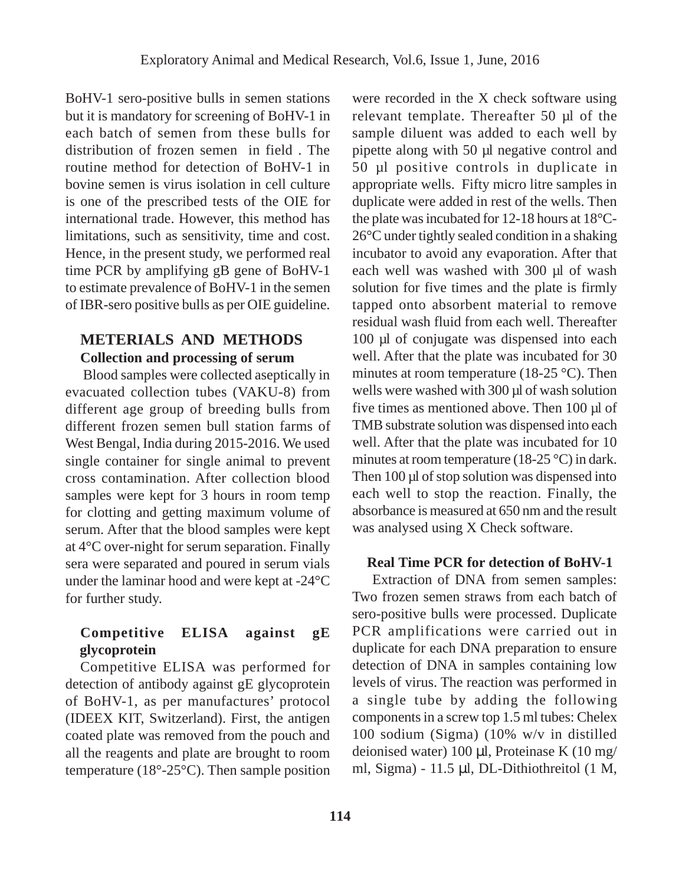BoHV-1 sero-positive bulls in semen stations but it is mandatory for screening of BoHV-1 in each batch of semen from these bulls for distribution of frozen semen in field . The routine method for detection of BoHV-1 in bovine semen is virus isolation in cell culture is one of the prescribed tests of the OIE for international trade. However, this method has limitations, such as sensitivity, time and cost. Hence, in the present study, we performed real time PCR by amplifying gB gene of BoHV-1 to estimate prevalence of BoHV-1 in the semen of IBR-sero positive bulls as per OIE guideline.

## METERIALS AND METHODS

### Collection and processing of serum

Blood samples were collected aseptically in evacuated collection tubes (VAKU-8) from different age group of breeding bulls from different frozen semen bull station farms of West Bengal, India during 2015-2016. We used single container for single animal to prevent cross contamination. After collection blood samples were kept for 3 hours in room temp for clotting and getting maximum volume of serum. After that the blood samples were kept at 4°C over-night for serum separation. Finally sera were separated and poured in serum vials under the laminar hood and were kept at -24°C for further study.

### Competitive ELISA against gE glycoprotein

Competitive ELISA was performed for detection of antibody against gE glycoprotein of BoHV-1, as per manufactures' protocol (IDEEX KIT, Switzerland). First, the antigen coated plate was removed from the pouch and all the reagents and plate are brought to room temperature (18°-25°C). Then sample position were recorded in the X check software using relevant template. Thereafter 50 µl of the sample diluent was added to each well by pipette along with 50 µl negative control and 50 µl positive controls in duplicate in appropriate wells. Fifty micro litre samples in duplicate were added in rest of the wells. Then the plate was incubated for 12-18 hours at 18°C-26°C under tightly sealed condition in a shaking incubator to avoid any evaporation. After that each well was washed with 300 µl of wash solution for five times and the plate is firmly tapped onto absorbent material to remove residual wash fluid from each well. Thereafter 100 µl of conjugate was dispensed into each well. After that the plate was incubated for 30 minutes at room temperature (18-25 °C). Then wells were washed with 300 µl of wash solution five times as mentioned above. Then 100 µl of TMB substrate solution was dispensed into each well. After that the plate was incubated for 10 minutes at room temperature (18-25 °C) in dark. Then 100 µl of stop solution was dispensed into each well to stop the reaction. Finally, the absorbance is measured at 650 nm and the result was analysed using X Check software.

### Real Time PCR for detection of BoHV-1

Extraction of DNA from semen samples: Two frozen semen straws from each batch of sero-positive bulls were processed. Duplicate PCR amplifications were carried out in duplicate for each DNA preparation to ensure detection of DNA in samples containing low levels of virus. The reaction was performed in a single tube by adding the following components in a screw top 1.5 ml tubes: Chelex 100 sodium (Sigma) (10% w/v in distilled deionised water) 100 µl, Proteinase K (10 mg/ml, Sigma) - 11.5 µl, DL-Dithiothreitol (1 M,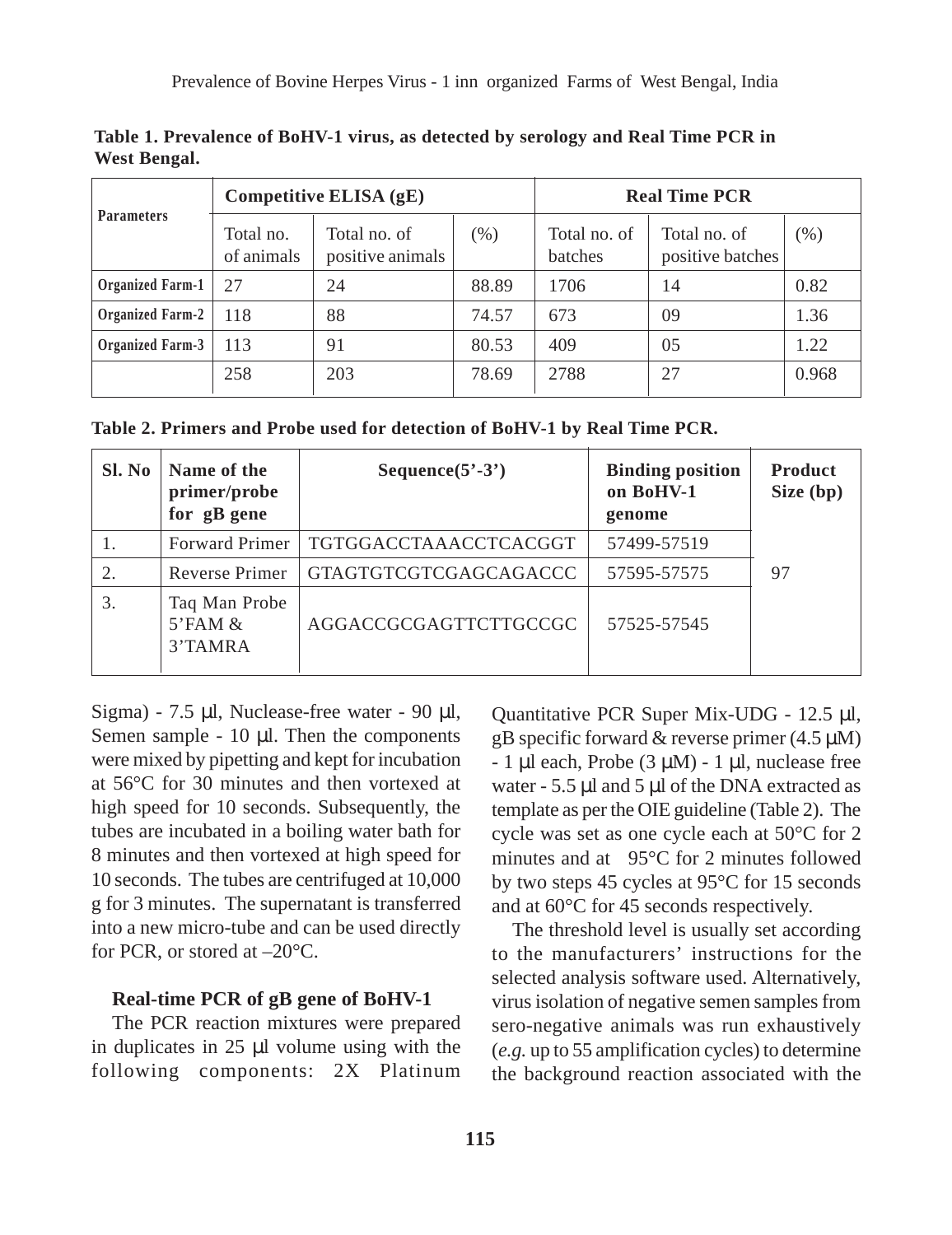**Table 1. Prevalence of BoHV-1 virus, as detected by serology and Real Time PCR in West Bengal.**

| Parameters | Competitive ELISA (gE) | | | Real Time PCR | | |
|---|---|---|---|---|---|---|
| | Total no. of animals | Total no. of positive animals | (%) | Total no. of batches | Total no. of positive batches | (%) |
| Organized Farm-1 | 27 | 24 | 88.89 | 1706 | 14 | 0.82 |
| Organized Farm-2 | 118 | 88 | 74.57 | 673 | 09 | 1.36 |
| Organized Farm-3 | 113 | 91 | 80.53 | 409 | 05 | 1.22 |
| | 258 | 203 | 78.69 | 2788 | 27 | 0.968 |

**Table 2. Primers and Probe used for detection of BoHV-1 by Real Time PCR.**

| Sl. No | Name of the primer/probe for gB gene | Sequence(5'-3') | Binding position on BoHV-1 genome | Product Size (bp) |
|---|---|---|---|---|
| 1. | Forward Primer | TGTGGACCTAAACCTCACGGT | 57499-57519 | 97 |
| 2. | Reverse Primer | GTAGTGTCGTCGAGCAGACCC | 57595-57575 | |
| 3. | Taq Man Probe 5'FAM & 3'TAMRA | AGGACCGCGAGTTCTTGCCGC | 57525-57545 | |

Sigma) - 7.5 µl, Nuclease-free water - 90 µl, Semen sample - 10 µl. Then the components were mixed by pipetting and kept for incubation at 56°C for 30 minutes and then vortexed at high speed for 10 seconds. Subsequently, the tubes are incubated in a boiling water bath for 8 minutes and then vortexed at high speed for 10 seconds. The tubes are centrifuged at 10,000 g for 3 minutes. The supernatant is transferred into a new micro-tube and can be used directly for PCR, or stored at –20°C.

### Real-time PCR of gB gene of BoHV-1

The PCR reaction mixtures were prepared in duplicates in 25 µl volume using with the following components: 2X Platinum Quantitative PCR Super Mix-UDG - 12.5 µl, gB specific forward & reverse primer (4.5 µM) - 1 µl each, Probe (3 µM) - 1 µl, nuclease free water - 5.5 µl and 5 µl of the DNA extracted as template as per the OIE guideline (Table 2). The cycle was set as one cycle each at 50°C for 2 minutes and at 95°C for 2 minutes followed by two steps 45 cycles at 95°C for 15 seconds and at 60°C for 45 seconds respectively.

The threshold level is usually set according to the manufacturers' instructions for the selected analysis software used. Alternatively, virus isolation of negative semen samples from sero-negative animals was run exhaustively (*e.g.* up to 55 amplification cycles) to determine the background reaction associated with the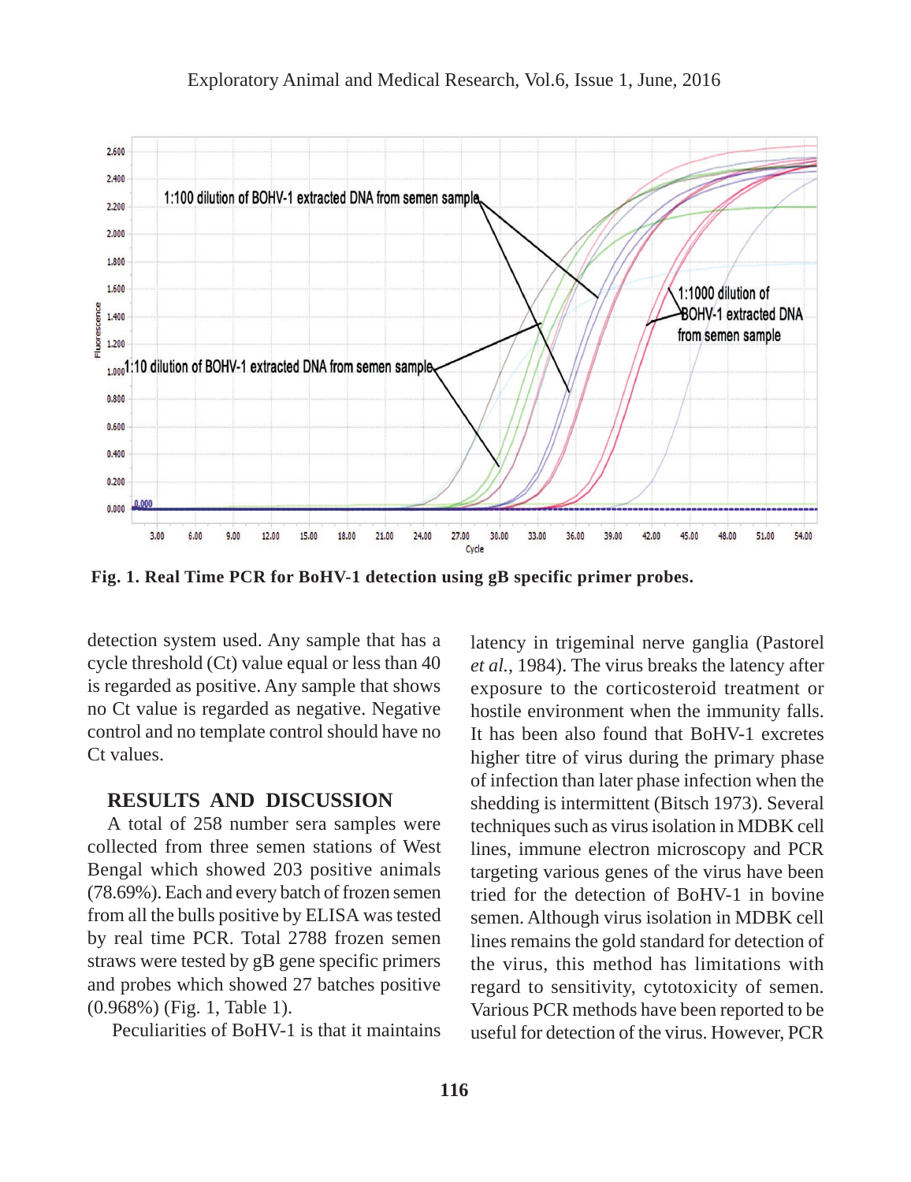Fig. 1. Real Time PCR for BoHV-1 detection using gB specific primer probes.

detection system used. Any sample that has a cycle threshold (Ct) value equal or less than 40 is regarded as positive. Any sample that shows no Ct value is regarded as negative. Negative control and no template control should have no Ct values.

## RESULTS AND DISCUSSION

A total of 258 number sera samples were collected from three semen stations of West Bengal which showed 203 positive animals (78.69%). Each and every batch of frozen semen from all the bulls positive by ELISA was tested by real time PCR. Total 2788 frozen semen straws were tested by gB gene specific primers and probes which showed 27 batches positive (0.968%) (Fig. 1, Table 1).

Peculiarities of BoHV-1 is that it maintains latency in trigeminal nerve ganglia (Pastorel *et al.,* 1984). The virus breaks the latency after exposure to the corticosteroid treatment or hostile environment when the immunity falls. It has been also found that BoHV-1 excretes higher titre of virus during the primary phase of infection than later phase infection when the shedding is intermittent (Bitsch 1973). Several techniques such as virus isolation in MDBK cell lines, immune electron microscopy and PCR targeting various genes of the virus have been tried for the detection of BoHV-1 in bovine semen. Although virus isolation in MDBK cell lines remains the gold standard for detection of the virus, this method has limitations with regard to sensitivity, cytotoxicity of semen. Various PCR methods have been reported to be useful for detection of the virus. However, PCR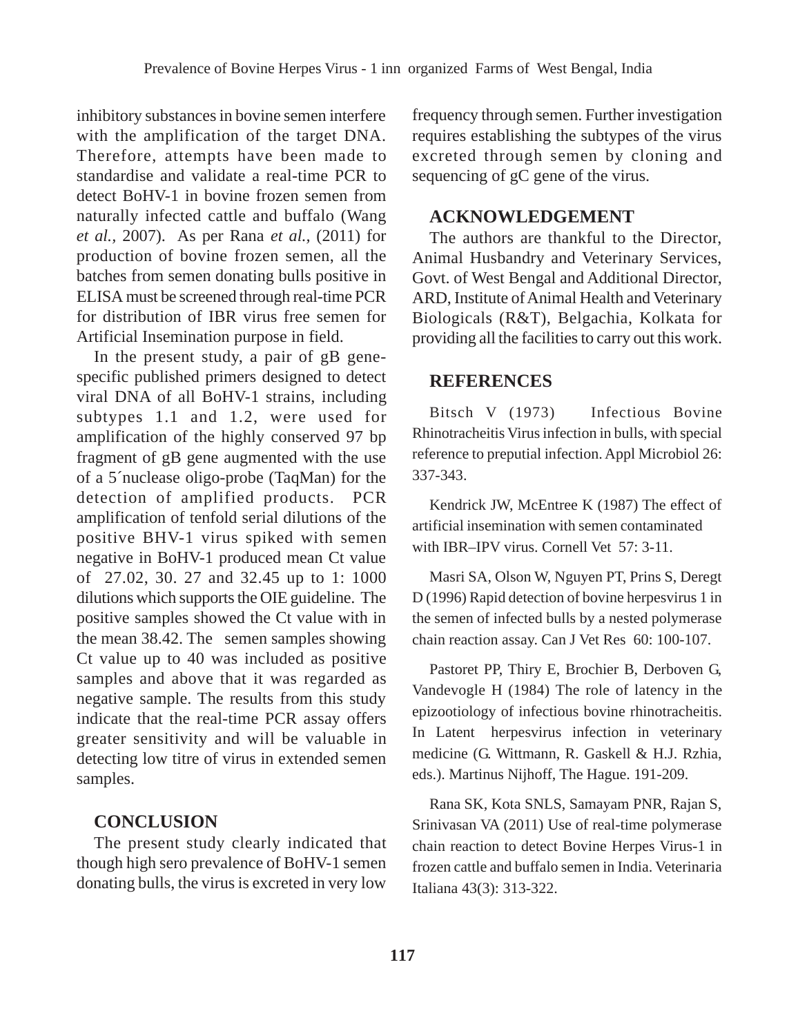inhibitory substances in bovine semen interfere with the amplification of the target DNA. Therefore, attempts have been made to standardise and validate a real-time PCR to detect BoHV-1 in bovine frozen semen from naturally infected cattle and buffalo (Wang *et al.,* 2007). As per Rana *et al.,* (2011) for production of bovine frozen semen, all the batches from semen donating bulls positive in ELISA must be screened through real-time PCR for distribution of IBR virus free semen for Artificial Insemination purpose in field.

In the present study, a pair of gB gene-specific published primers designed to detect viral DNA of all BoHV-1 strains, including subtypes 1.1 and 1.2, were used for amplification of the highly conserved 97 bp fragment of gB gene augmented with the use of a 5´nuclease oligo-probe (TaqMan) for the detection of amplified products. PCR amplification of tenfold serial dilutions of the positive BHV-1 virus spiked with semen negative in BoHV-1 produced mean Ct value of 27.02, 30. 27 and 32.45 up to 1: 1000 dilutions which supports the OIE guideline. The positive samples showed the Ct value with in the mean 38.42. The semen samples showing Ct value up to 40 was included as positive samples and above that it was regarded as negative sample. The results from this study indicate that the real-time PCR assay offers greater sensitivity and will be valuable in detecting low titre of virus in extended semen samples.

## CONCLUSION

The present study clearly indicated that though high sero prevalence of BoHV-1 semen donating bulls, the virus is excreted in very low frequency through semen. Further investigation requires establishing the subtypes of the virus excreted through semen by cloning and sequencing of gC gene of the virus.

## ACKNOWLEDGEMENT

The authors are thankful to the Director, Animal Husbandry and Veterinary Services, Govt. of West Bengal and Additional Director, ARD, Institute of Animal Health and Veterinary Biologicals (R&T), Belgachia, Kolkata for providing all the facilities to carry out this work.

## REFERENCES

Bitsch V (1973) Infectious Bovine Rhinotracheitis Virus infection in bulls, with special reference to preputial infection. Appl Microbiol 26: 337-343.

Kendrick JW, McEntree K (1987) The effect of artificial insemination with semen contaminated with IBR–IPV virus. Cornell Vet 57: 3-11.

Masri SA, Olson W, Nguyen PT, Prins S, Deregt D (1996) Rapid detection of bovine herpesvirus 1 in the semen of infected bulls by a nested polymerase chain reaction assay. Can J Vet Res 60: 100-107.

Pastoret PP, Thiry E, Brochier B, Derboven G, Vandevogle H (1984) The role of latency in the epizootiology of infectious bovine rhinotracheitis. In Latent herpesvirus infection in veterinary medicine (G. Wittmann, R. Gaskell & H.J. Rzhia, eds.). Martinus Nijhoff, The Hague. 191-209.

Rana SK, Kota SNLS, Samayam PNR, Rajan S, Srinivasan VA (2011) Use of real-time polymerase chain reaction to detect Bovine Herpes Virus-1 in frozen cattle and buffalo semen in India. Veterinaria Italiana 43(3): 313-322.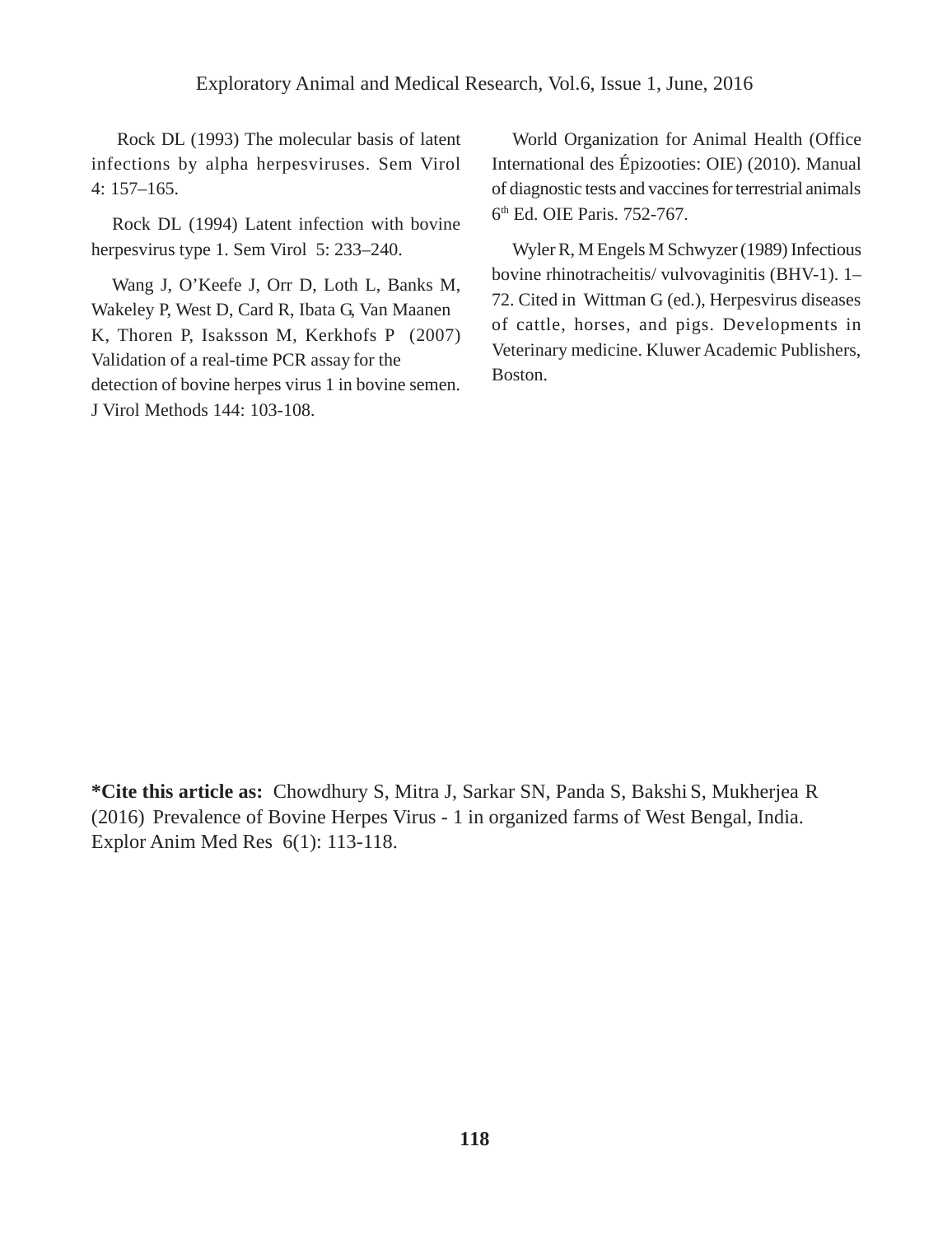Rock DL (1993) The molecular basis of latent infections by alpha herpesviruses. Sem Virol 4: 157–165.

Rock DL (1994) Latent infection with bovine herpesvirus type 1. Sem Virol 5: 233–240.

Wang J, O'Keefe J, Orr D, Loth L, Banks M, Wakeley P, West D, Card R, Ibata G, Van Maanen K, Thoren P, Isaksson M, Kerkhofs P (2007) Validation of a real-time PCR assay for the detection of bovine herpes virus 1 in bovine semen. J Virol Methods 144: 103-108.

World Organization for Animal Health (Office International des Épizooties: OIE) (2010). Manual of diagnostic tests and vaccines for terrestrial animals 6th Ed. OIE Paris. 752-767.

Wyler R, M Engels M Schwyzer (1989) Infectious bovine rhinotracheitis/ vulvovaginitis (BHV-1). 1–72. Cited in Wittman G (ed.), Herpesvirus diseases of cattle, horses, and pigs. Developments in Veterinary medicine. Kluwer Academic Publishers, Boston.

**\*Cite this article as:** Chowdhury S, Mitra J, Sarkar SN, Panda S, Bakshi S, Mukherjea R (2016) Prevalence of Bovine Herpes Virus - 1 in organized farms of West Bengal, India. Explor Anim Med Res 6(1): 113-118.